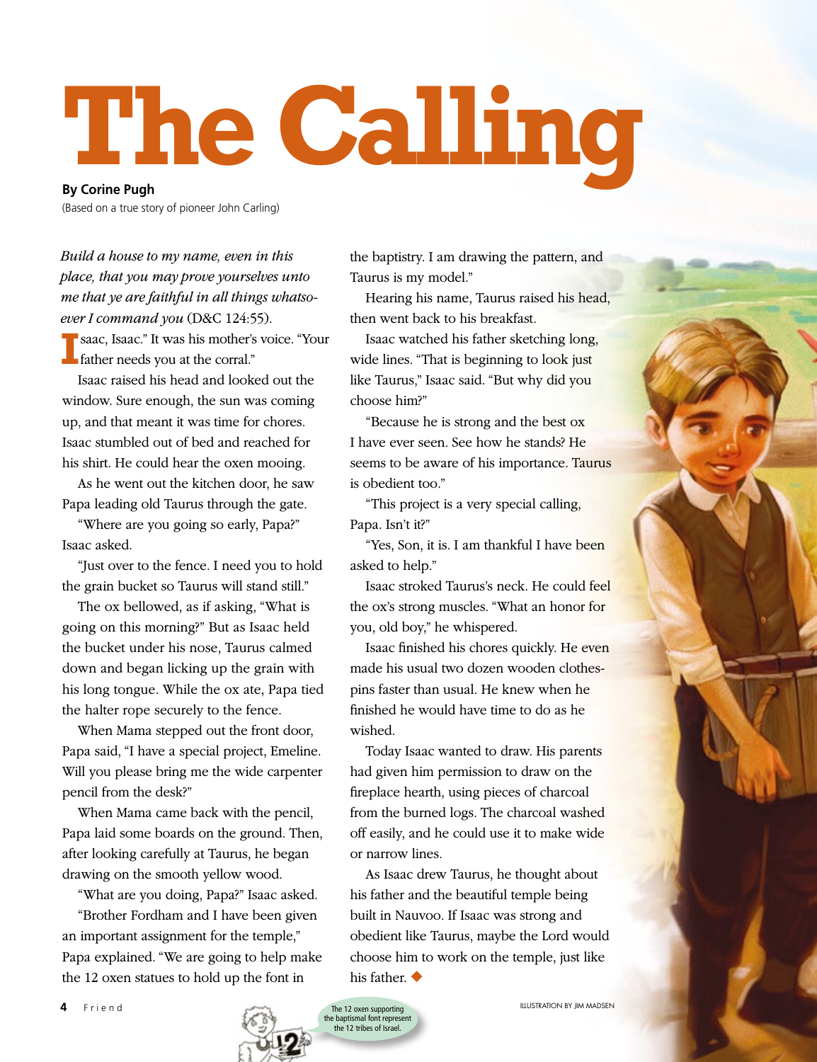# The Calling

**By Corine Pugh**

(Based on a true story of pioneer John Carling)

*Build a house to my name, even in this place, that you may prove yourselves unto me that ye are faithful in all things whatsoever I command you* (D&C 124:55).

"Isaac, Isaac." It was his mother's voice. "Your father needs you at the corral."

Isaac raised his head and looked out the window. Sure enough, the sun was coming up, and that meant it was time for chores. Isaac stumbled out of bed and reached for his shirt. He could hear the oxen mooing.

As he went out the kitchen door, he saw Papa leading old Taurus through the gate.

"Where are you going so early, Papa?" Isaac asked.

"Just over to the fence. I need you to hold the grain bucket so Taurus will stand still."

The ox bellowed, as if asking, "What is going on this morning?" But as Isaac held the bucket under his nose, Taurus calmed down and began licking up the grain with his long tongue. While the ox ate, Papa tied the halter rope securely to the fence.

When Mama stepped out the front door, Papa said, "I have a special project, Emeline. Will you please bring me the wide carpenter pencil from the desk?"

When Mama came back with the pencil, Papa laid some boards on the ground. Then, after looking carefully at Taurus, he began drawing on the smooth yellow wood.

"What are you doing, Papa?" Isaac asked.

"Brother Fordham and I have been given an important assignment for the temple," Papa explained. "We are going to help make the 12 oxen statues to hold up the font in the baptistry. I am drawing the pattern, and Taurus is my model."

Hearing his name, Taurus raised his head, then went back to his breakfast.

Isaac watched his father sketching long, wide lines. "That is beginning to look just like Taurus," Isaac said. "But why did you choose him?"

"Because he is strong and the best ox I have ever seen. See how he stands? He seems to be aware of his importance. Taurus is obedient too."

"This project is a very special calling, Papa. Isn't it?"

"Yes, Son, it is. I am thankful I have been asked to help."

Isaac stroked Taurus's neck. He could feel the ox's strong muscles. "What an honor for you, old boy," he whispered.

Isaac finished his chores quickly. He even made his usual two dozen wooden clothespins faster than usual. He knew when he finished he would have time to do as he wished.

Today Isaac wanted to draw. His parents had given him permission to draw on the fireplace hearth, using pieces of charcoal from the burned logs. The charcoal washed off easily, and he could use it to make wide or narrow lines.

As Isaac drew Taurus, he thought about his father and the beautiful temple being built in Nauvoo. If Isaac was strong and obedient like Taurus, maybe the Lord would choose him to work on the temple, just like his father. ◆

The 12 oxen supporting the baptismal font represent the 12 tribes of Israel.

ILLUSTRATION BY JIM MADSEN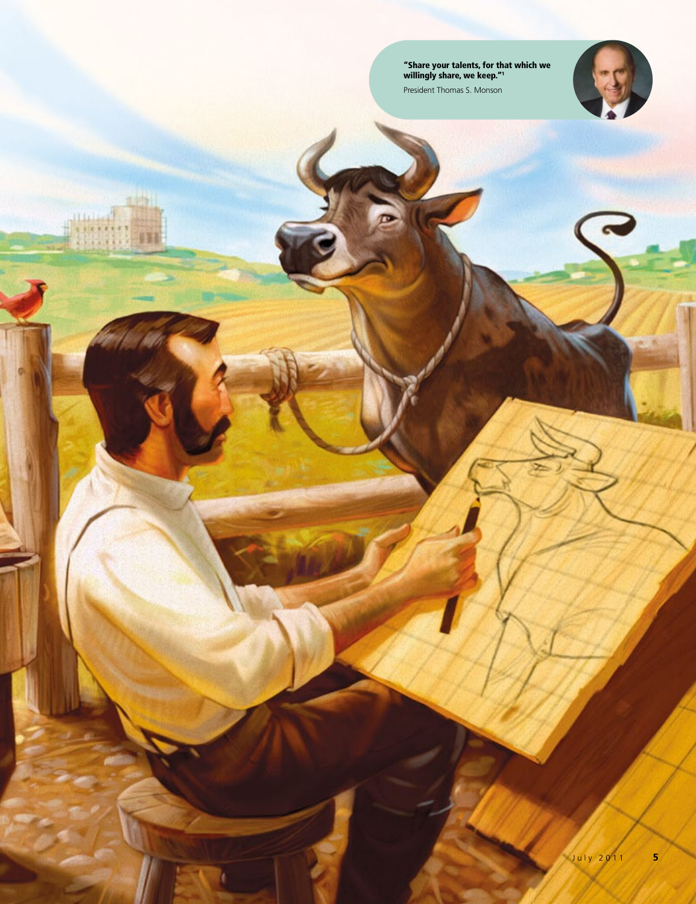**"Share your talents, for that which we willingly share, we keep."**[1]

President Thomas S. Monson